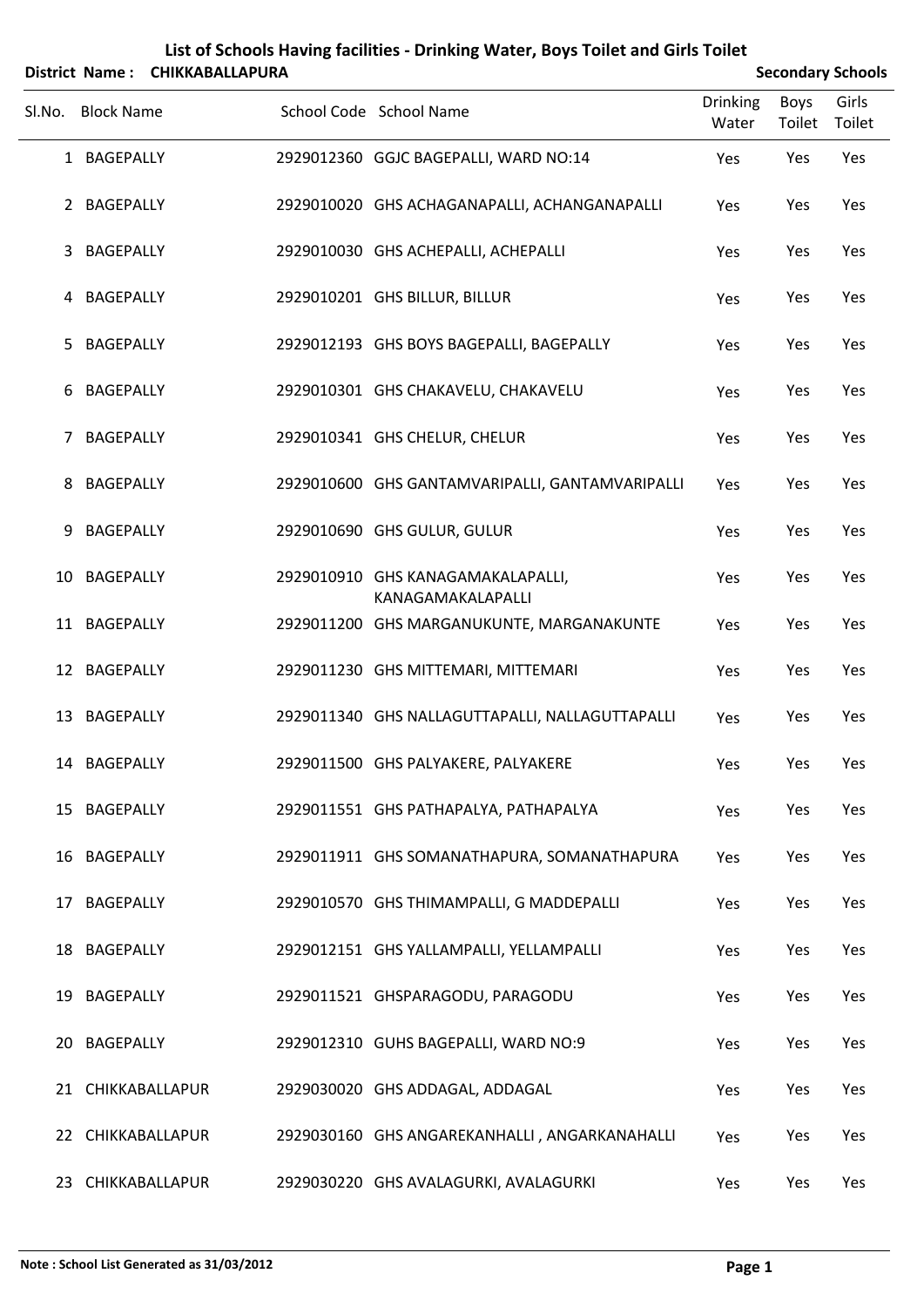# List of Schools Having facilities - Drinking Water, Boys Toilet and Girls Toilet

**District Name : CHIKKABALLAPURA** | **Secondary Schools**

| Sl.No. | Block Name | School Code | School Name | Drinking Water | Boys Toilet | Girls Toilet |
|---|---|---|---|---|---|---|
| 1 | BAGEPALLY | 2929012360 | GGJC BAGEPALLI, WARD NO:14 | Yes | Yes | Yes |
| 2 | BAGEPALLY | 2929010020 | GHS ACHAGANAPALLI, ACHANGANAPALLI | Yes | Yes | Yes |
| 3 | BAGEPALLY | 2929010030 | GHS ACHEPALLI, ACHEPALLI | Yes | Yes | Yes |
| 4 | BAGEPALLY | 2929010201 | GHS BILLUR, BILLUR | Yes | Yes | Yes |
| 5 | BAGEPALLY | 2929012193 | GHS BOYS BAGEPALLI, BAGEPALLY | Yes | Yes | Yes |
| 6 | BAGEPALLY | 2929010301 | GHS CHAKAVELU, CHAKAVELU | Yes | Yes | Yes |
| 7 | BAGEPALLY | 2929010341 | GHS CHELUR, CHELUR | Yes | Yes | Yes |
| 8 | BAGEPALLY | 2929010600 | GHS GANTAMVARIPALLI, GANTAMVARIPALLI | Yes | Yes | Yes |
| 9 | BAGEPALLY | 2929010690 | GHS GULUR, GULUR | Yes | Yes | Yes |
| 10 | BAGEPALLY | 2929010910 | GHS KANAGAMAKALAPALLI, KANAGAMAKALAPALLI | Yes | Yes | Yes |
| 11 | BAGEPALLY | 2929011200 | GHS MARGANUKUNTE, MARGANAKUNTE | Yes | Yes | Yes |
| 12 | BAGEPALLY | 2929011230 | GHS MITTEMARI, MITTEMARI | Yes | Yes | Yes |
| 13 | BAGEPALLY | 2929011340 | GHS NALLAGUTTAPALLI, NALLAGUTTAPALLI | Yes | Yes | Yes |
| 14 | BAGEPALLY | 2929011500 | GHS PALYAKERE, PALYAKERE | Yes | Yes | Yes |
| 15 | BAGEPALLY | 2929011551 | GHS PATHAPALYA, PATHAPALYA | Yes | Yes | Yes |
| 16 | BAGEPALLY | 2929011911 | GHS SOMANATHAPURA, SOMANATHAPURA | Yes | Yes | Yes |
| 17 | BAGEPALLY | 2929010570 | GHS THIMAMPALLI, G MADDEPALLI | Yes | Yes | Yes |
| 18 | BAGEPALLY | 2929012151 | GHS YALLAMPALLI, YELLAMPALLI | Yes | Yes | Yes |
| 19 | BAGEPALLY | 2929011521 | GHSPARAGODU, PARAGODU | Yes | Yes | Yes |
| 20 | BAGEPALLY | 2929012310 | GUHS BAGEPALLI, WARD NO:9 | Yes | Yes | Yes |
| 21 | CHIKKABALLAPUR | 2929030020 | GHS ADDAGAL, ADDAGAL | Yes | Yes | Yes |
| 22 | CHIKKABALLAPUR | 2929030160 | GHS ANGAREKANHALLI , ANGARKANAHALLI | Yes | Yes | Yes |
| 23 | CHIKKABALLAPUR | 2929030220 | GHS AVALAGURKI, AVALAGURKI | Yes | Yes | Yes |

**Note : School List Generated as 31/03/2012**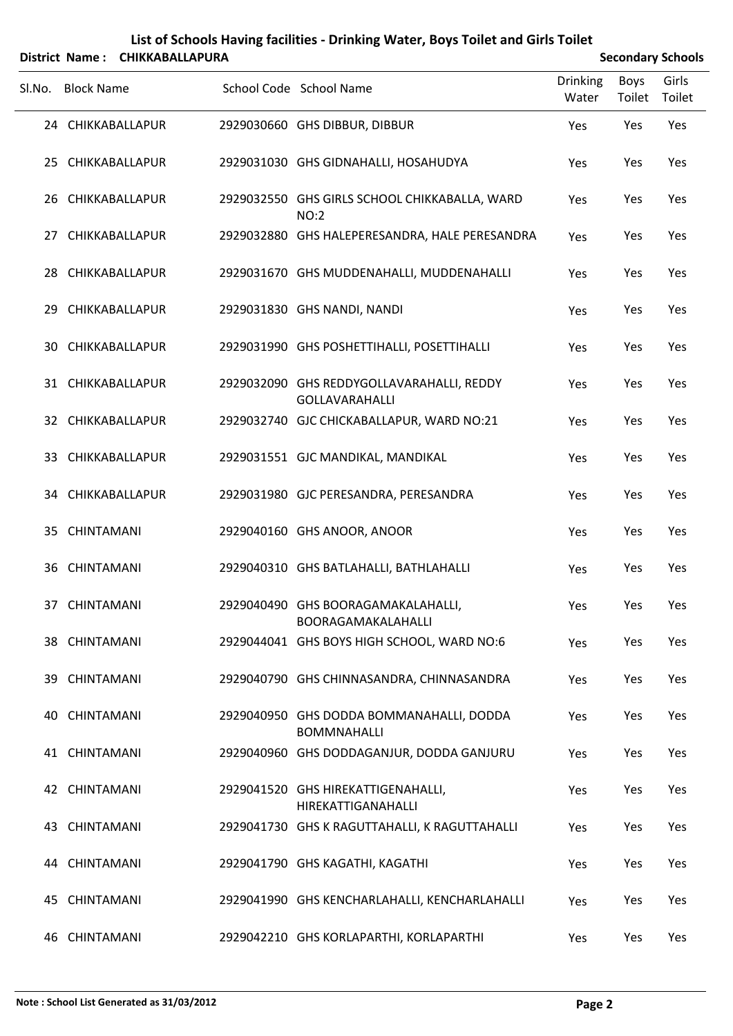# List of Schools Having facilities - Drinking Water, Boys Toilet and Girls Toilet

**District Name : CHIKKABALLAPURA** **Secondary Schools**

| Sl.No. | Block Name | School Code | School Name | Drinking Water | Boys Toilet | Girls Toilet |
|---|---|---|---|---|---|---|
| 24 | CHIKKABALLAPUR | 2929030660 | GHS DIBBUR, DIBBUR | Yes | Yes | Yes |
| 25 | CHIKKABALLAPUR | 2929031030 | GHS GIDNAHALLI, HOSAHUDYA | Yes | Yes | Yes |
| 26 | CHIKKABALLAPUR | 2929032550 | GHS GIRLS SCHOOL CHIKKABALLA, WARD NO:2 | Yes | Yes | Yes |
| 27 | CHIKKABALLAPUR | 2929032880 | GHS HALEPERESANDRA, HALE PERESANDRA | Yes | Yes | Yes |
| 28 | CHIKKABALLAPUR | 2929031670 | GHS MUDDENAHALLI, MUDDENAHALLI | Yes | Yes | Yes |
| 29 | CHIKKABALLAPUR | 2929031830 | GHS NANDI, NANDI | Yes | Yes | Yes |
| 30 | CHIKKABALLAPUR | 2929031990 | GHS POSHETTIHALLI, POSETTIHALLI | Yes | Yes | Yes |
| 31 | CHIKKABALLAPUR | 2929032090 | GHS REDDYGOLLAVARAHALLI, REDDY GOLLAVARAHALLI | Yes | Yes | Yes |
| 32 | CHIKKABALLAPUR | 2929032740 | GJC CHICKABALLAPUR, WARD NO:21 | Yes | Yes | Yes |
| 33 | CHIKKABALLAPUR | 2929031551 | GJC MANDIKAL, MANDIKAL | Yes | Yes | Yes |
| 34 | CHIKKABALLAPUR | 2929031980 | GJC PERESANDRA, PERESANDRA | Yes | Yes | Yes |
| 35 | CHINTAMANI | 2929040160 | GHS ANOOR, ANOOR | Yes | Yes | Yes |
| 36 | CHINTAMANI | 2929040310 | GHS BATLAHALLI, BATHLAHALLI | Yes | Yes | Yes |
| 37 | CHINTAMANI | 2929040490 | GHS BOORAGAMAKALAHALLI, BOORAGAMAKALAHALLI | Yes | Yes | Yes |
| 38 | CHINTAMANI | 2929044041 | GHS BOYS HIGH SCHOOL, WARD NO:6 | Yes | Yes | Yes |
| 39 | CHINTAMANI | 2929040790 | GHS CHINNASANDRA, CHINNASANDRA | Yes | Yes | Yes |
| 40 | CHINTAMANI | 2929040950 | GHS DODDA BOMMANAHALLI, DODDA BOMMNAHALLI | Yes | Yes | Yes |
| 41 | CHINTAMANI | 2929040960 | GHS DODDAGANJUR, DODDA GANJURU | Yes | Yes | Yes |
| 42 | CHINTAMANI | 2929041520 | GHS HIREKATTIGENAHALLI, HIREKATTIGANAHALLI | Yes | Yes | Yes |
| 43 | CHINTAMANI | 2929041730 | GHS K RAGUTTAHALLI, K RAGUTTAHALLI | Yes | Yes | Yes |
| 44 | CHINTAMANI | 2929041790 | GHS KAGATHI, KAGATHI | Yes | Yes | Yes |
| 45 | CHINTAMANI | 2929041990 | GHS KENCHARLAHALLI, KENCHARLAHALLI | Yes | Yes | Yes |
| 46 | CHINTAMANI | 2929042210 | GHS KORLAPARTHI, KORLAPARTHI | Yes | Yes | Yes |

**Note : School List Generated as 31/03/2012**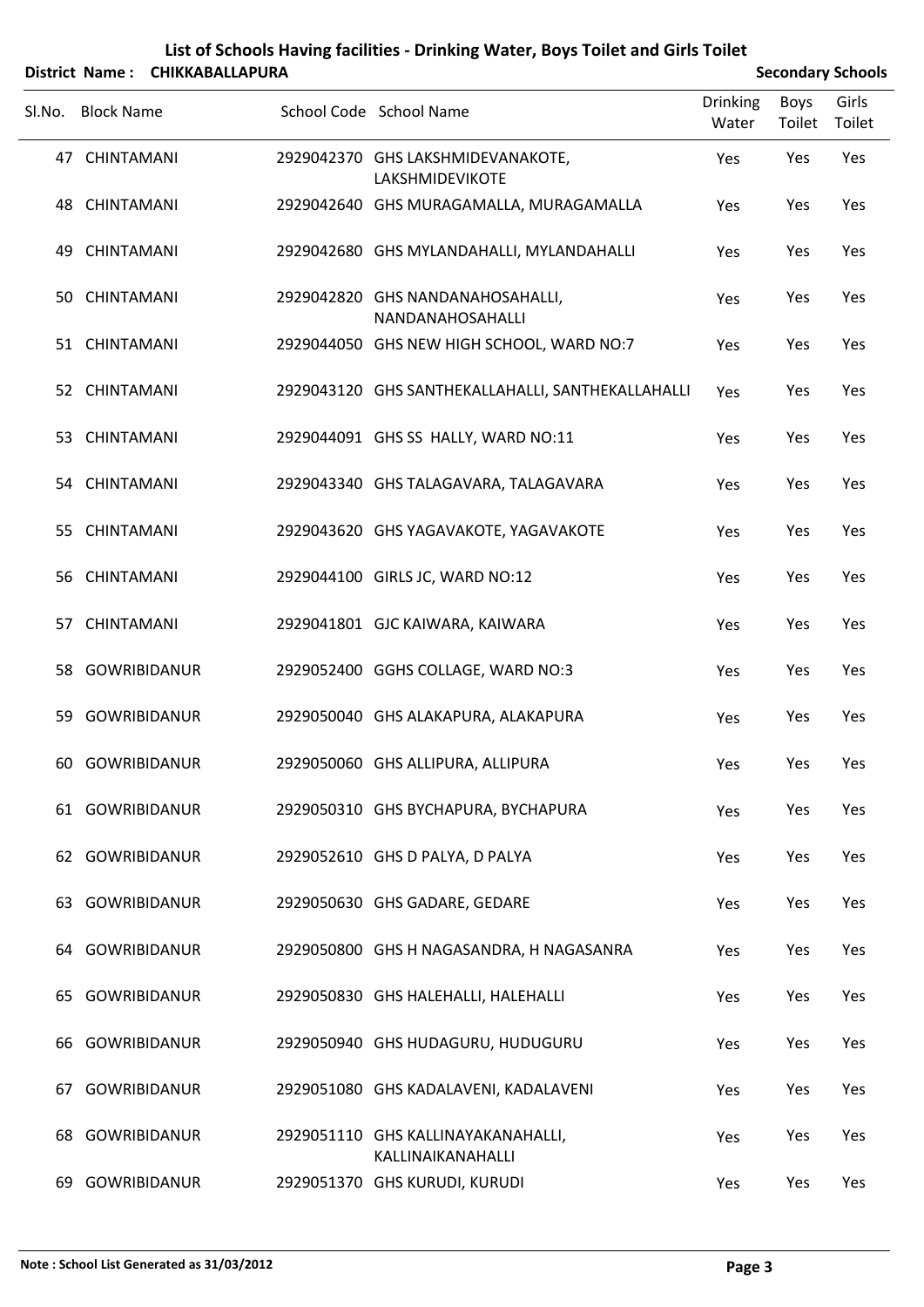# List of Schools Having facilities - Drinking Water, Boys Toilet and Girls Toilet

**District Name : CHIKKABALLAPURA** **Secondary Schools**

| Sl.No. | Block Name | School Code | School Name | Drinking Water | Boys Toilet | Girls Toilet |
|---|---|---|---|---|---|---|
| 47 | CHINTAMANI | 2929042370 | GHS LAKSHMIDEVANAKOTE, LAKSHMIDEVIKOTE | Yes | Yes | Yes |
| 48 | CHINTAMANI | 2929042640 | GHS MURAGAMALLA, MURAGAMALLA | Yes | Yes | Yes |
| 49 | CHINTAMANI | 2929042680 | GHS MYLANDAHALLI, MYLANDAHALLI | Yes | Yes | Yes |
| 50 | CHINTAMANI | 2929042820 | GHS NANDANAHOSAHALLI, NANDANAHOSAHALLI | Yes | Yes | Yes |
| 51 | CHINTAMANI | 2929044050 | GHS NEW HIGH SCHOOL, WARD NO:7 | Yes | Yes | Yes |
| 52 | CHINTAMANI | 2929043120 | GHS SANTHEKALLAHALLI, SANTHEKALLAHALLI | Yes | Yes | Yes |
| 53 | CHINTAMANI | 2929044091 | GHS SS HALLY, WARD NO:11 | Yes | Yes | Yes |
| 54 | CHINTAMANI | 2929043340 | GHS TALAGAVARA, TALAGAVARA | Yes | Yes | Yes |
| 55 | CHINTAMANI | 2929043620 | GHS YAGAVAKOTE, YAGAVAKOTE | Yes | Yes | Yes |
| 56 | CHINTAMANI | 2929044100 | GIRLS JC, WARD NO:12 | Yes | Yes | Yes |
| 57 | CHINTAMANI | 2929041801 | GJC KAIWARA, KAIWARA | Yes | Yes | Yes |
| 58 | GOWRIBIDANUR | 2929052400 | GGHS COLLAGE, WARD NO:3 | Yes | Yes | Yes |
| 59 | GOWRIBIDANUR | 2929050040 | GHS ALAKAPURA, ALAKAPURA | Yes | Yes | Yes |
| 60 | GOWRIBIDANUR | 2929050060 | GHS ALLIPURA, ALLIPURA | Yes | Yes | Yes |
| 61 | GOWRIBIDANUR | 2929050310 | GHS BYCHAPURA, BYCHAPURA | Yes | Yes | Yes |
| 62 | GOWRIBIDANUR | 2929052610 | GHS D PALYA, D PALYA | Yes | Yes | Yes |
| 63 | GOWRIBIDANUR | 2929050630 | GHS GADARE, GEDARE | Yes | Yes | Yes |
| 64 | GOWRIBIDANUR | 2929050800 | GHS H NAGASANDRA, H NAGASANRA | Yes | Yes | Yes |
| 65 | GOWRIBIDANUR | 2929050830 | GHS HALEHALLI, HALEHALLI | Yes | Yes | Yes |
| 66 | GOWRIBIDANUR | 2929050940 | GHS HUDAGURU, HUDUGURU | Yes | Yes | Yes |
| 67 | GOWRIBIDANUR | 2929051080 | GHS KADALAVENI, KADALAVENI | Yes | Yes | Yes |
| 68 | GOWRIBIDANUR | 2929051110 | GHS KALLINAYAKANAHALLI, KALLINAIKANAHALLI | Yes | Yes | Yes |
| 69 | GOWRIBIDANUR | 2929051370 | GHS KURUDI, KURUDI | Yes | Yes | Yes |

**Note : School List Generated as 31/03/2012**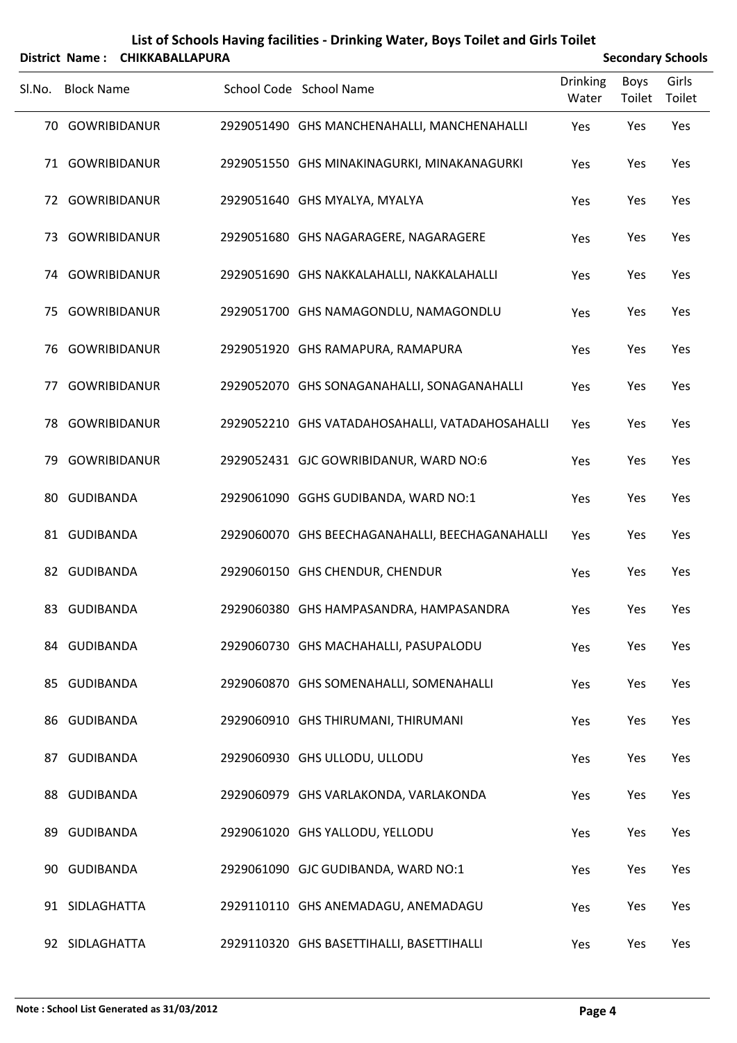# List of Schools Having facilities - Drinking Water, Boys Toilet and Girls Toilet

**District Name : CHIKKABALLAPURA** **Secondary Schools**

| Sl.No. | Block Name | School Code | School Name | Drinking Water | Boys Toilet | Girls Toilet |
|---|---|---|---|---|---|---|
| 70 | GOWRIBIDANUR | 2929051490 | GHS MANCHENAHALLI, MANCHENAHALLI | Yes | Yes | Yes |
| 71 | GOWRIBIDANUR | 2929051550 | GHS MINAKINAGURKI, MINAKANAGURKI | Yes | Yes | Yes |
| 72 | GOWRIBIDANUR | 2929051640 | GHS MYALYA, MYALYA | Yes | Yes | Yes |
| 73 | GOWRIBIDANUR | 2929051680 | GHS NAGARAGERE, NAGARAGERE | Yes | Yes | Yes |
| 74 | GOWRIBIDANUR | 2929051690 | GHS NAKKALAHALLI, NAKKALAHALLI | Yes | Yes | Yes |
| 75 | GOWRIBIDANUR | 2929051700 | GHS NAMAGONDLU, NAMAGONDLU | Yes | Yes | Yes |
| 76 | GOWRIBIDANUR | 2929051920 | GHS RAMAPURA, RAMAPURA | Yes | Yes | Yes |
| 77 | GOWRIBIDANUR | 2929052070 | GHS SONAGANAHALLI, SONAGANAHALLI | Yes | Yes | Yes |
| 78 | GOWRIBIDANUR | 2929052210 | GHS VATADAHOSAHALLI, VATADAHOSAHALLI | Yes | Yes | Yes |
| 79 | GOWRIBIDANUR | 2929052431 | GJC GOWRIBIDANUR, WARD NO:6 | Yes | Yes | Yes |
| 80 | GUDIBANDA | 2929061090 | GGHS GUDIBANDA, WARD NO:1 | Yes | Yes | Yes |
| 81 | GUDIBANDA | 2929060070 | GHS BEECHAGANAHALLI, BEECHAGANAHALLI | Yes | Yes | Yes |
| 82 | GUDIBANDA | 2929060150 | GHS CHENDUR, CHENDUR | Yes | Yes | Yes |
| 83 | GUDIBANDA | 2929060380 | GHS HAMPASANDRA, HAMPASANDRA | Yes | Yes | Yes |
| 84 | GUDIBANDA | 2929060730 | GHS MACHAHALLI, PASUPALODU | Yes | Yes | Yes |
| 85 | GUDIBANDA | 2929060870 | GHS SOMENAHALLI, SOMENAHALLI | Yes | Yes | Yes |
| 86 | GUDIBANDA | 2929060910 | GHS THIRUMANI, THIRUMANI | Yes | Yes | Yes |
| 87 | GUDIBANDA | 2929060930 | GHS ULLODU, ULLODU | Yes | Yes | Yes |
| 88 | GUDIBANDA | 2929060979 | GHS VARLAKONDA, VARLAKONDA | Yes | Yes | Yes |
| 89 | GUDIBANDA | 2929061020 | GHS YALLODU, YELLODU | Yes | Yes | Yes |
| 90 | GUDIBANDA | 2929061090 | GJC GUDIBANDA, WARD NO:1 | Yes | Yes | Yes |
| 91 | SIDLAGHATTA | 2929110110 | GHS ANEMADAGU, ANEMADAGU | Yes | Yes | Yes |
| 92 | SIDLAGHATTA | 2929110320 | GHS BASETTIHALLI, BASETTIHALLI | Yes | Yes | Yes |

**Note : School List Generated as 31/03/2012**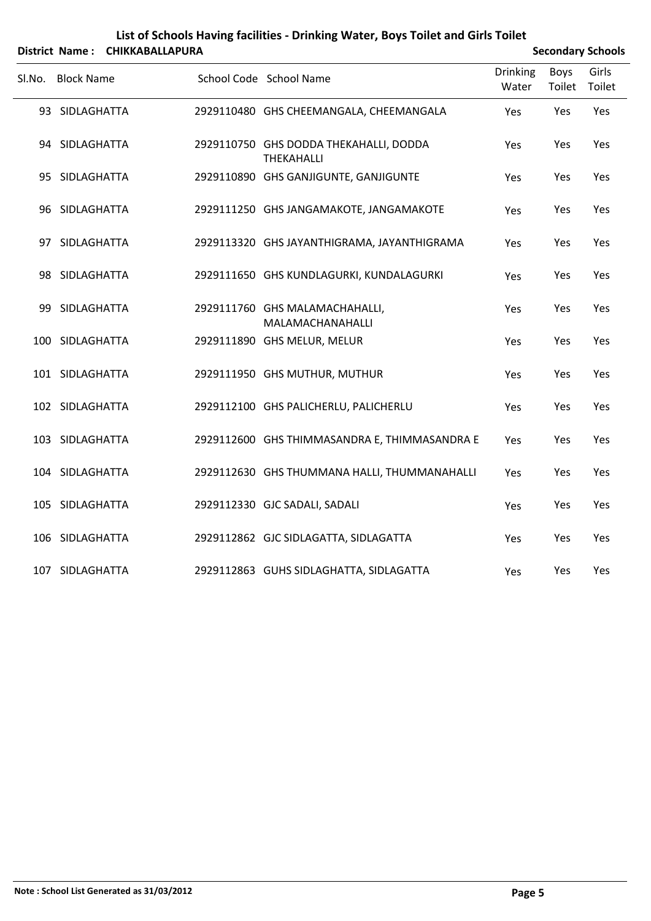# List of Schools Having facilities - Drinking Water, Boys Toilet and Girls Toilet

**District Name : CHIKKABALLAPURA** **Secondary Schools**

| Sl.No. | Block Name | School Code | School Name | Drinking Water | Boys Toilet | Girls Toilet |
|---|---|---|---|---|---|---|
| 93 | SIDLAGHATTA | 2929110480 | GHS CHEEMANGALA, CHEEMANGALA | Yes | Yes | Yes |
| 94 | SIDLAGHATTA | 2929110750 | GHS DODDA THEKAHALLI, DODDA THEKAHALLI | Yes | Yes | Yes |
| 95 | SIDLAGHATTA | 2929110890 | GHS GANJIGUNTE, GANJIGUNTE | Yes | Yes | Yes |
| 96 | SIDLAGHATTA | 2929111250 | GHS JANGAMAKOTE, JANGAMAKOTE | Yes | Yes | Yes |
| 97 | SIDLAGHATTA | 2929113320 | GHS JAYANTHIGRAMA, JAYANTHIGRAMA | Yes | Yes | Yes |
| 98 | SIDLAGHATTA | 2929111650 | GHS KUNDLAGURKI, KUNDALAGURKI | Yes | Yes | Yes |
| 99 | SIDLAGHATTA | 2929111760 | GHS MALAMACHAHALLI, MALAMACHANAHALLI | Yes | Yes | Yes |
| 100 | SIDLAGHATTA | 2929111890 | GHS MELUR, MELUR | Yes | Yes | Yes |
| 101 | SIDLAGHATTA | 2929111950 | GHS MUTHUR, MUTHUR | Yes | Yes | Yes |
| 102 | SIDLAGHATTA | 2929112100 | GHS PALICHERLU, PALICHERLU | Yes | Yes | Yes |
| 103 | SIDLAGHATTA | 2929112600 | GHS THIMMASANDRA E, THIMMASANDRA E | Yes | Yes | Yes |
| 104 | SIDLAGHATTA | 2929112630 | GHS THUMMANA HALLI, THUMMANAHALLI | Yes | Yes | Yes |
| 105 | SIDLAGHATTA | 2929112330 | GJC SADALI, SADALI | Yes | Yes | Yes |
| 106 | SIDLAGHATTA | 2929112862 | GJC SIDLAGATTA, SIDLAGATTA | Yes | Yes | Yes |
| 107 | SIDLAGHATTA | 2929112863 | GUHS SIDLAGHATTA, SIDLAGATTA | Yes | Yes | Yes |

**Note : School List Generated as 31/03/2012**